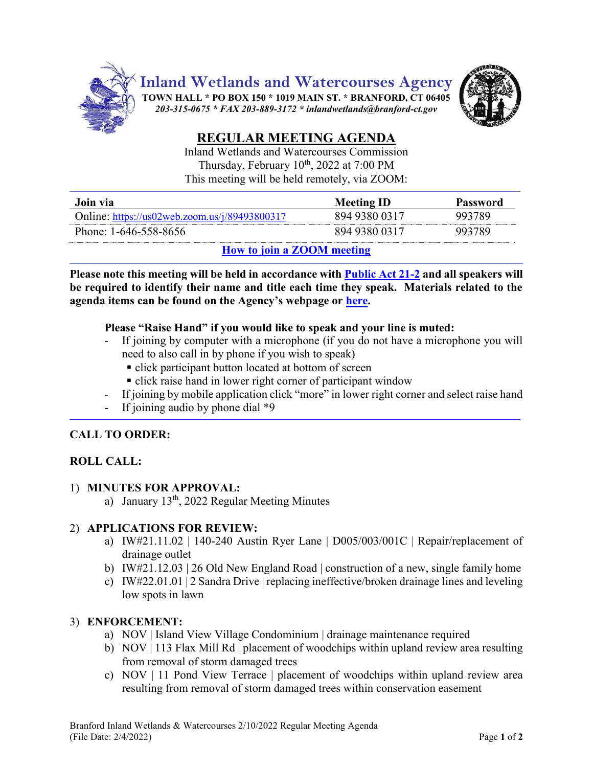# Inland Wetlands and Watercourses Agency

**TOWN HALL * PO BOX 150 * 1019 MAIN ST. * BRANFORD, CT 06405**
***203-315-0675 * FAX 203-889-3172 * inlandwetlands@branford-ct.gov***

## REGULAR MEETING AGENDA

Inland Wetlands and Watercourses Commission
Thursday, February 10th, 2022 at 7:00 PM
This meeting will be held remotely, via ZOOM:

| Join via | Meeting ID | Password |
|---|---|---|
| Online: https://us02web.zoom.us/j/89493800317 | 894 9380 0317 | 993789 |
| Phone: 1-646-558-8656 | 894 9380 0317 | 993789 |

**How to join a ZOOM meeting**

**Please note this meeting will be held in accordance with Public Act 21-2 and all speakers will be required to identify their name and title each time they speak. Materials related to the agenda items can be found on the Agency's webpage or here.**

**Please "Raise Hand" if you would like to speak and your line is muted:**

- If joining by computer with a microphone (if you do not have a microphone you will need to also call in by phone if you wish to speak)
  - click participant button located at bottom of screen
  - click raise hand in lower right corner of participant window
- If joining by mobile application click "more" in lower right corner and select raise hand
- If joining audio by phone dial *9

**CALL TO ORDER:**

**ROLL CALL:**

1) **MINUTES FOR APPROVAL:**
   a) January 13th, 2022 Regular Meeting Minutes

2) **APPLICATIONS FOR REVIEW:**
   a) IW#21.11.02 | 140-240 Austin Ryer Lane | D005/003/001C | Repair/replacement of drainage outlet
   b) IW#21.12.03 | 26 Old New England Road | construction of a new, single family home
   c) IW#22.01.01 | 2 Sandra Drive | replacing ineffective/broken drainage lines and leveling low spots in lawn

3) **ENFORCEMENT:**
   a) NOV | Island View Village Condominium | drainage maintenance required
   b) NOV | 113 Flax Mill Rd | placement of woodchips within upland review area resulting from removal of storm damaged trees
   c) NOV | 11 Pond View Terrace | placement of woodchips within upland review area resulting from removal of storm damaged trees within conservation easement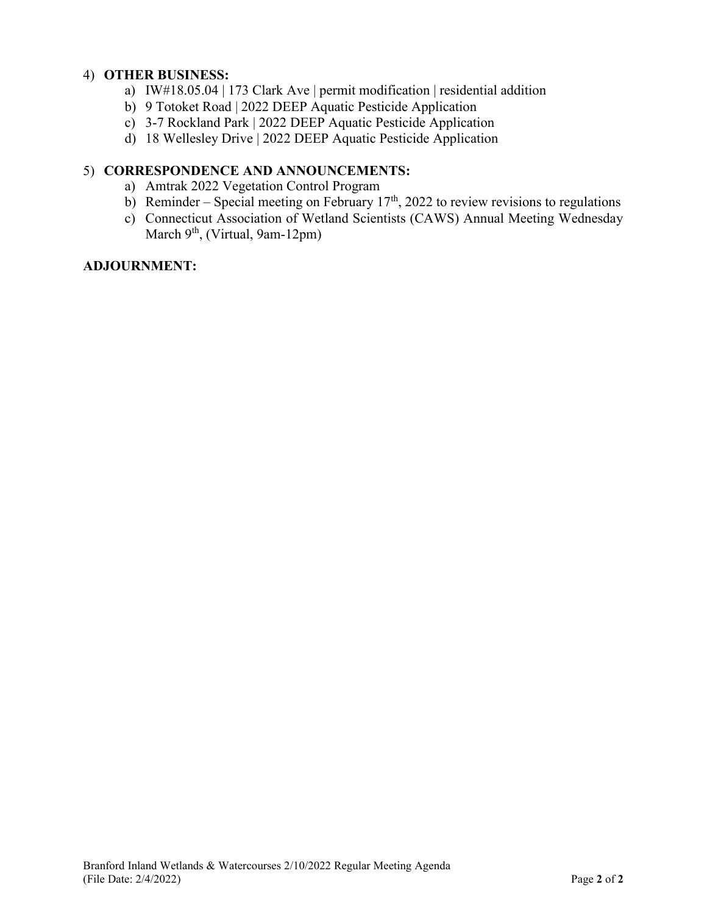4) **OTHER BUSINESS:**
   a) IW#18.05.04 | 173 Clark Ave | permit modification | residential addition
   b) 9 Totoket Road | 2022 DEEP Aquatic Pesticide Application
   c) 3-7 Rockland Park | 2022 DEEP Aquatic Pesticide Application
   d) 18 Wellesley Drive | 2022 DEEP Aquatic Pesticide Application

5) **CORRESPONDENCE AND ANNOUNCEMENTS:**
   a) Amtrak 2022 Vegetation Control Program
   b) Reminder – Special meeting on February 17th, 2022 to review revisions to regulations
   c) Connecticut Association of Wetland Scientists (CAWS) Annual Meeting Wednesday March 9th, (Virtual, 9am-12pm)

**ADJOURNMENT:**